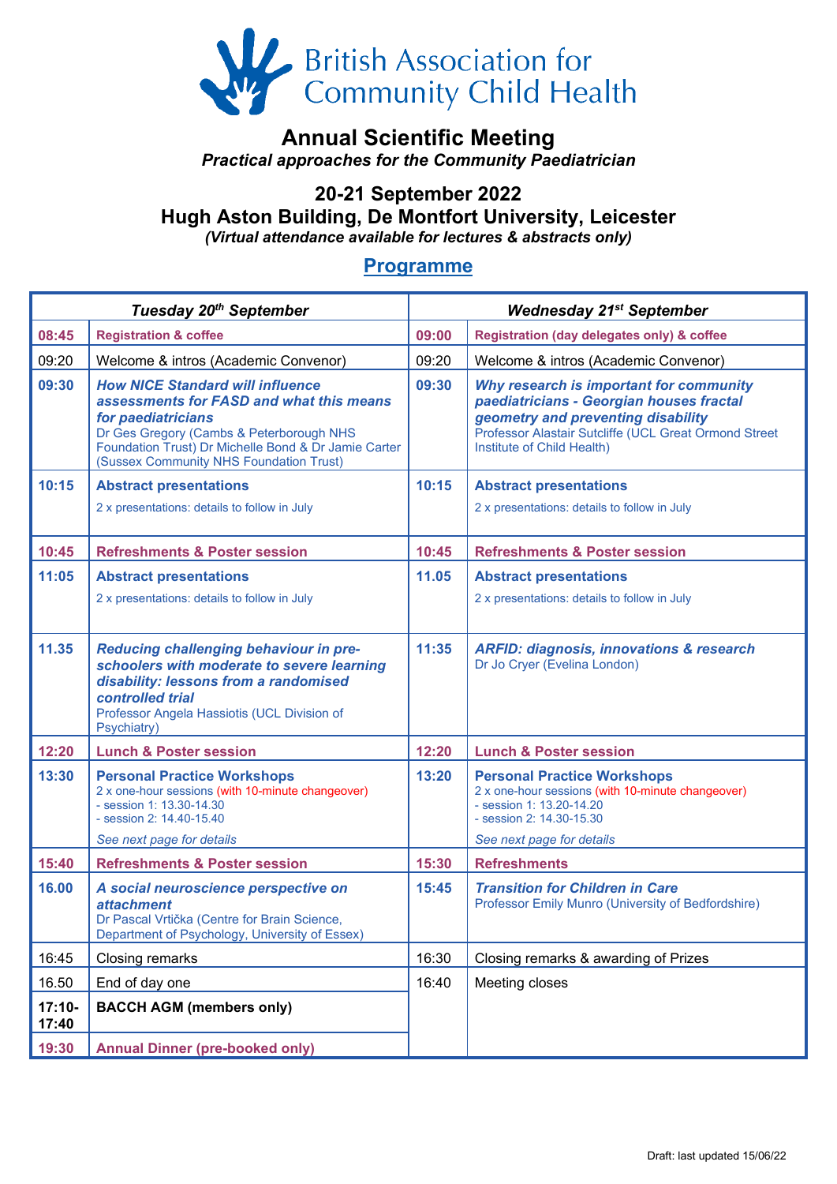British Association for Community Child Health

# Annual Scientific Meeting

*Practical approaches for the Community Paediatrician*

## 20-21 September 2022
## Hugh Aston Building, De Montfort University, Leicester

*(Virtual attendance available for lectures & abstracts only)*

## Programme

| *Tuesday 20th September* | | *Wednesday 21st September* | |
|---|---|---|---|
| **08:45** | **Registration & coffee** | **09:00** | **Registration (day delegates only) & coffee** |
| 09:20 | Welcome & intros (Academic Convenor) | 09:20 | Welcome & intros (Academic Convenor) |
| **09:30** | ***How NICE Standard will influence assessments for FASD and what this means for paediatricians*** Dr Ges Gregory (Cambs & Peterborough NHS Foundation Trust) Dr Michelle Bond & Dr Jamie Carter (Sussex Community NHS Foundation Trust) | **09:30** | ***Why research is important for community paediatricians - Georgian houses fractal geometry and preventing disability*** Professor Alastair Sutcliffe (UCL Great Ormond Street Institute of Child Health) |
| **10:15** | **Abstract presentations** 2 x presentations: details to follow in July | **10:15** | **Abstract presentations** 2 x presentations: details to follow in July |
| **10:45** | **Refreshments & Poster session** | **10:45** | **Refreshments & Poster session** |
| **11:05** | **Abstract presentations** 2 x presentations: details to follow in July | **11.05** | **Abstract presentations** 2 x presentations: details to follow in July |
| **11.35** | ***Reducing challenging behaviour in pre-schoolers with moderate to severe learning disability: lessons from a randomised controlled trial*** Professor Angela Hassiotis (UCL Division of Psychiatry) | **11:35** | ***ARFID: diagnosis, innovations & research*** Dr Jo Cryer (Evelina London) |
| **12:20** | **Lunch & Poster session** | **12:20** | **Lunch & Poster session** |
| **13:30** | **Personal Practice Workshops** 2 x one-hour sessions (with 10-minute changeover) - session 1: 13.30-14.30 - session 2: 14.40-15.40 *See next page for details* | **13:20** | **Personal Practice Workshops** 2 x one-hour sessions (with 10-minute changeover) - session 1: 13.20-14.20 - session 2: 14.30-15.30 *See next page for details* |
| **15:40** | **Refreshments & Poster session** | **15:30** | **Refreshments** |
| **16.00** | ***A social neuroscience perspective on attachment*** Dr Pascal Vrtička (Centre for Brain Science, Department of Psychology, University of Essex) | **15:45** | ***Transition for Children in Care*** Professor Emily Munro (University of Bedfordshire) |
| 16:45 | Closing remarks | 16:30 | Closing remarks & awarding of Prizes |
| 16.50 | End of day one | 16:40 | Meeting closes |
| **17:10-17:40** | **BACCH AGM (members only)** | | |
| **19:30** | **Annual Dinner (pre-booked only)** | | |

Draft: last updated 15/06/22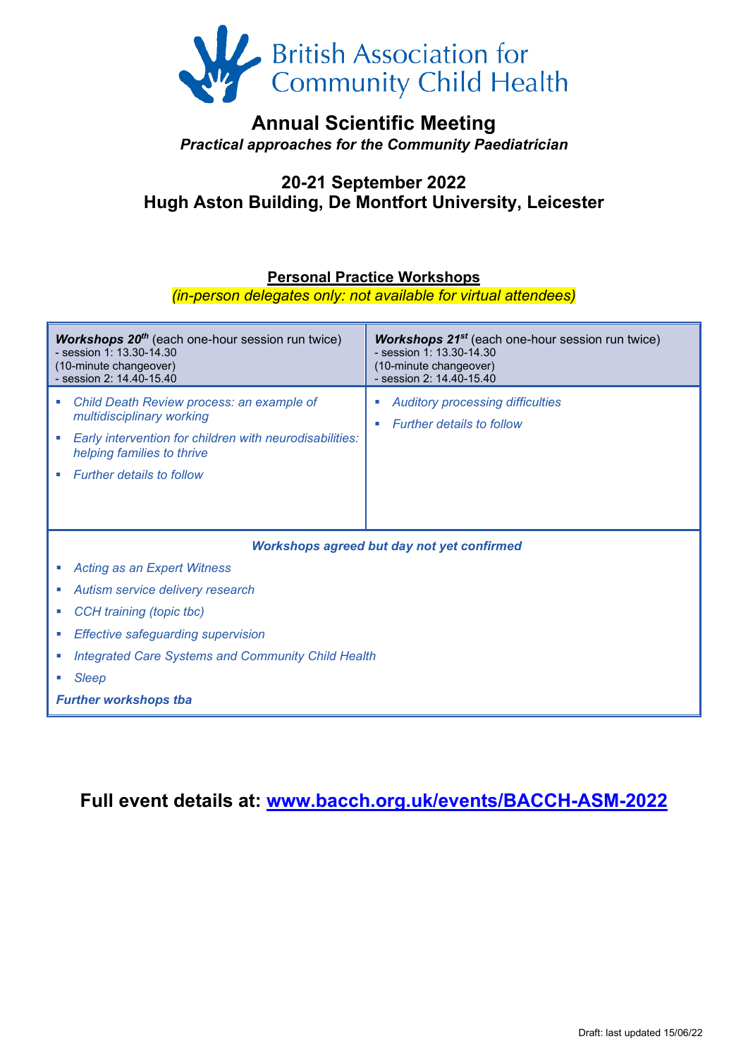British Association for Community Child Health

# Annual Scientific Meeting

***Practical approaches for the Community Paediatrician***

## 20-21 September 2022
## Hugh Aston Building, De Montfort University, Leicester

**Personal Practice Workshops**

*(in-person delegates only: not available for virtual attendees)*

| ***Workshops 20th*** (each one-hour session run twice)<br>- session 1: 13.30-14.30<br>(10-minute changeover)<br>- session 2: 14.40-15.40 | ***Workshops 21st*** (each one-hour session run twice)<br>- session 1: 13.30-14.30<br>(10-minute changeover)<br>- session 2: 14.40-15.40 |
|---|---|
| - *Child Death Review process: an example of multidisciplinary working*<br>- *Early intervention for children with neurodisabilities: helping families to thrive*<br>- *Further details to follow* | - *Auditory processing difficulties*<br>- *Further details to follow* |

***Workshops agreed but day not yet confirmed***

- *Acting as an Expert Witness*
- *Autism service delivery research*
- *CCH training (topic tbc)*
- *Effective safeguarding supervision*
- *Integrated Care Systems and Community Child Health*
- *Sleep*

***Further workshops tba***

**Full event details at: [www.bacch.org.uk/events/BACCH-ASM-2022](www.bacch.org.uk/events/BACCH-ASM-2022)**

Draft: last updated 15/06/22